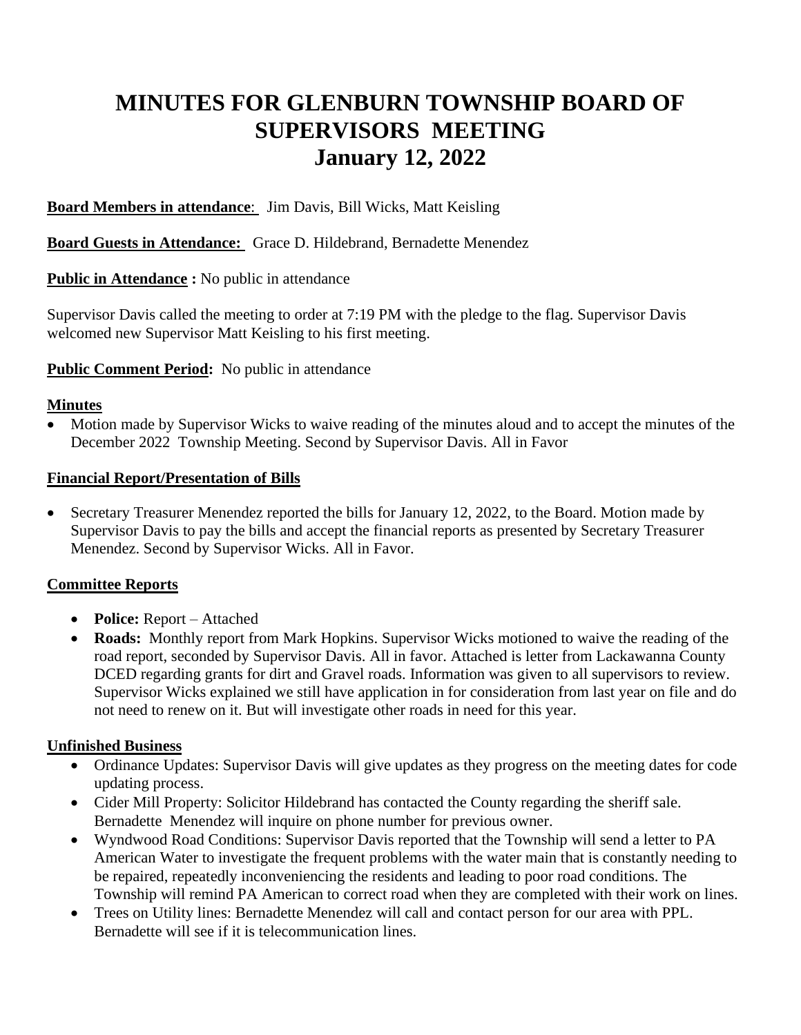# MINUTES FOR GLENBURN TOWNSHIP BOARD OF SUPERVISORS MEETING
# January 12, 2022

**Board Members in attendance**: Jim Davis, Bill Wicks, Matt Keisling

**Board Guests in Attendance:** Grace D. Hildebrand, Bernadette Menendez

**Public in Attendance :** No public in attendance

Supervisor Davis called the meeting to order at 7:19 PM with the pledge to the flag. Supervisor Davis welcomed new Supervisor Matt Keisling to his first meeting.

**Public Comment Period:** No public in attendance

**Minutes**

- Motion made by Supervisor Wicks to waive reading of the minutes aloud and to accept the minutes of the December 2022 Township Meeting. Second by Supervisor Davis. All in Favor

**Financial Report/Presentation of Bills**

- Secretary Treasurer Menendez reported the bills for January 12, 2022, to the Board. Motion made by Supervisor Davis to pay the bills and accept the financial reports as presented by Secretary Treasurer Menendez. Second by Supervisor Wicks. All in Favor.

**Committee Reports**

- **Police:** Report – Attached
- **Roads:** Monthly report from Mark Hopkins. Supervisor Wicks motioned to waive the reading of the road report, seconded by Supervisor Davis. All in favor. Attached is letter from Lackawanna County DCED regarding grants for dirt and Gravel roads. Information was given to all supervisors to review. Supervisor Wicks explained we still have application in for consideration from last year on file and do not need to renew on it. But will investigate other roads in need for this year.

**Unfinished Business**

- Ordinance Updates: Supervisor Davis will give updates as they progress on the meeting dates for code updating process.
- Cider Mill Property: Solicitor Hildebrand has contacted the County regarding the sheriff sale. Bernadette Menendez will inquire on phone number for previous owner.
- Wyndwood Road Conditions: Supervisor Davis reported that the Township will send a letter to PA American Water to investigate the frequent problems with the water main that is constantly needing to be repaired, repeatedly inconveniencing the residents and leading to poor road conditions. The Township will remind PA American to correct road when they are completed with their work on lines.
- Trees on Utility lines: Bernadette Menendez will call and contact person for our area with PPL. Bernadette will see if it is telecommunication lines.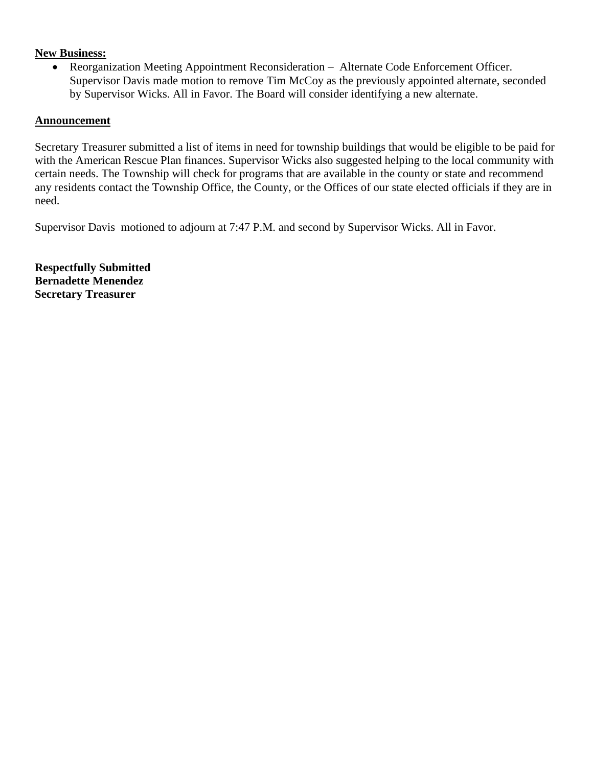**New Business:**

- Reorganization Meeting Appointment Reconsideration – Alternate Code Enforcement Officer. Supervisor Davis made motion to remove Tim McCoy as the previously appointed alternate, seconded by Supervisor Wicks. All in Favor. The Board will consider identifying a new alternate.

**Announcement**

Secretary Treasurer submitted a list of items in need for township buildings that would be eligible to be paid for with the American Rescue Plan finances. Supervisor Wicks also suggested helping to the local community with certain needs. The Township will check for programs that are available in the county or state and recommend any residents contact the Township Office, the County, or the Offices of our state elected officials if they are in need.

Supervisor Davis motioned to adjourn at 7:47 P.M. and second by Supervisor Wicks. All in Favor.

**Respectfully Submitted**
**Bernadette Menendez**
**Secretary Treasurer**